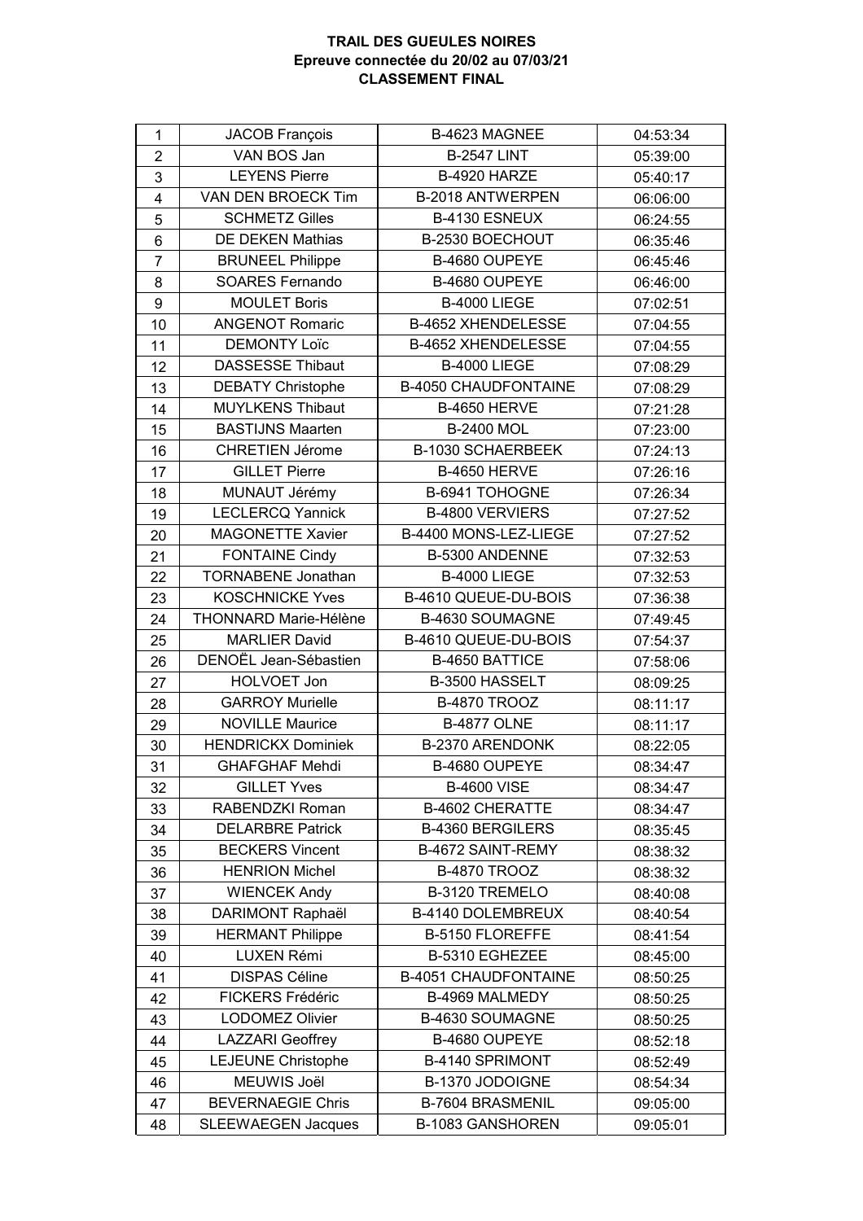**TRAIL DES GUEULES NOIRES**
**Epreuve connectée du 20/02 au 07/03/21**
**CLASSEMENT FINAL**

| | | | |
|---|---|---|---|
| 1 | JACOB François | B-4623 MAGNEE | 04:53:34 |
| 2 | VAN BOS Jan | B-2547 LINT | 05:39:00 |
| 3 | LEYENS Pierre | B-4920 HARZE | 05:40:17 |
| 4 | VAN DEN BROECK Tim | B-2018 ANTWERPEN | 06:06:00 |
| 5 | SCHMETZ Gilles | B-4130 ESNEUX | 06:24:55 |
| 6 | DE DEKEN Mathias | B-2530 BOECHOUT | 06:35:46 |
| 7 | BRUNEEL Philippe | B-4680 OUPEYE | 06:45:46 |
| 8 | SOARES Fernando | B-4680 OUPEYE | 06:46:00 |
| 9 | MOULET Boris | B-4000 LIEGE | 07:02:51 |
| 10 | ANGENOT Romaric | B-4652 XHENDELESSE | 07:04:55 |
| 11 | DEMONTY Loïc | B-4652 XHENDELESSE | 07:04:55 |
| 12 | DASSESSE Thibaut | B-4000 LIEGE | 07:08:29 |
| 13 | DEBATY Christophe | B-4050 CHAUDFONTAINE | 07:08:29 |
| 14 | MUYLKENS Thibaut | B-4650 HERVE | 07:21:28 |
| 15 | BASTIJNS Maarten | B-2400 MOL | 07:23:00 |
| 16 | CHRETIEN Jérome | B-1030 SCHAERBEEK | 07:24:13 |
| 17 | GILLET Pierre | B-4650 HERVE | 07:26:16 |
| 18 | MUNAUT Jérémy | B-6941 TOHOGNE | 07:26:34 |
| 19 | LECLERCQ Yannick | B-4800 VERVIERS | 07:27:52 |
| 20 | MAGONETTE Xavier | B-4400 MONS-LEZ-LIEGE | 07:27:52 |
| 21 | FONTAINE Cindy | B-5300 ANDENNE | 07:32:53 |
| 22 | TORNABENE Jonathan | B-4000 LIEGE | 07:32:53 |
| 23 | KOSCHNICKE Yves | B-4610 QUEUE-DU-BOIS | 07:36:38 |
| 24 | THONNARD Marie-Hélène | B-4630 SOUMAGNE | 07:49:45 |
| 25 | MARLIER David | B-4610 QUEUE-DU-BOIS | 07:54:37 |
| 26 | DENOËL Jean-Sébastien | B-4650 BATTICE | 07:58:06 |
| 27 | HOLVOET Jon | B-3500 HASSELT | 08:09:25 |
| 28 | GARROY Murielle | B-4870 TROOZ | 08:11:17 |
| 29 | NOVILLE Maurice | B-4877 OLNE | 08:11:17 |
| 30 | HENDRICKX Dominiek | B-2370 ARENDONK | 08:22:05 |
| 31 | GHAFGHAF Mehdi | B-4680 OUPEYE | 08:34:47 |
| 32 | GILLET Yves | B-4600 VISE | 08:34:47 |
| 33 | RABENDZKI Roman | B-4602 CHERATTE | 08:34:47 |
| 34 | DELARBRE Patrick | B-4360 BERGILERS | 08:35:45 |
| 35 | BECKERS Vincent | B-4672 SAINT-REMY | 08:38:32 |
| 36 | HENRION Michel | B-4870 TROOZ | 08:38:32 |
| 37 | WIENCEK Andy | B-3120 TREMELO | 08:40:08 |
| 38 | DARIMONT Raphaël | B-4140 DOLEMBREUX | 08:40:54 |
| 39 | HERMANT Philippe | B-5150 FLOREFFE | 08:41:54 |
| 40 | LUXEN Rémi | B-5310 EGHEZEE | 08:45:00 |
| 41 | DISPAS Céline | B-4051 CHAUDFONTAINE | 08:50:25 |
| 42 | FICKERS Frédéric | B-4969 MALMEDY | 08:50:25 |
| 43 | LODOMEZ Olivier | B-4630 SOUMAGNE | 08:50:25 |
| 44 | LAZZARI Geoffrey | B-4680 OUPEYE | 08:52:18 |
| 45 | LEJEUNE Christophe | B-4140 SPRIMONT | 08:52:49 |
| 46 | MEUWIS Joël | B-1370 JODOIGNE | 08:54:34 |
| 47 | BEVERNAEGIE Chris | B-7604 BRASMENIL | 09:05:00 |
| 48 | SLEEWAEGEN Jacques | B-1083 GANSHOREN | 09:05:01 |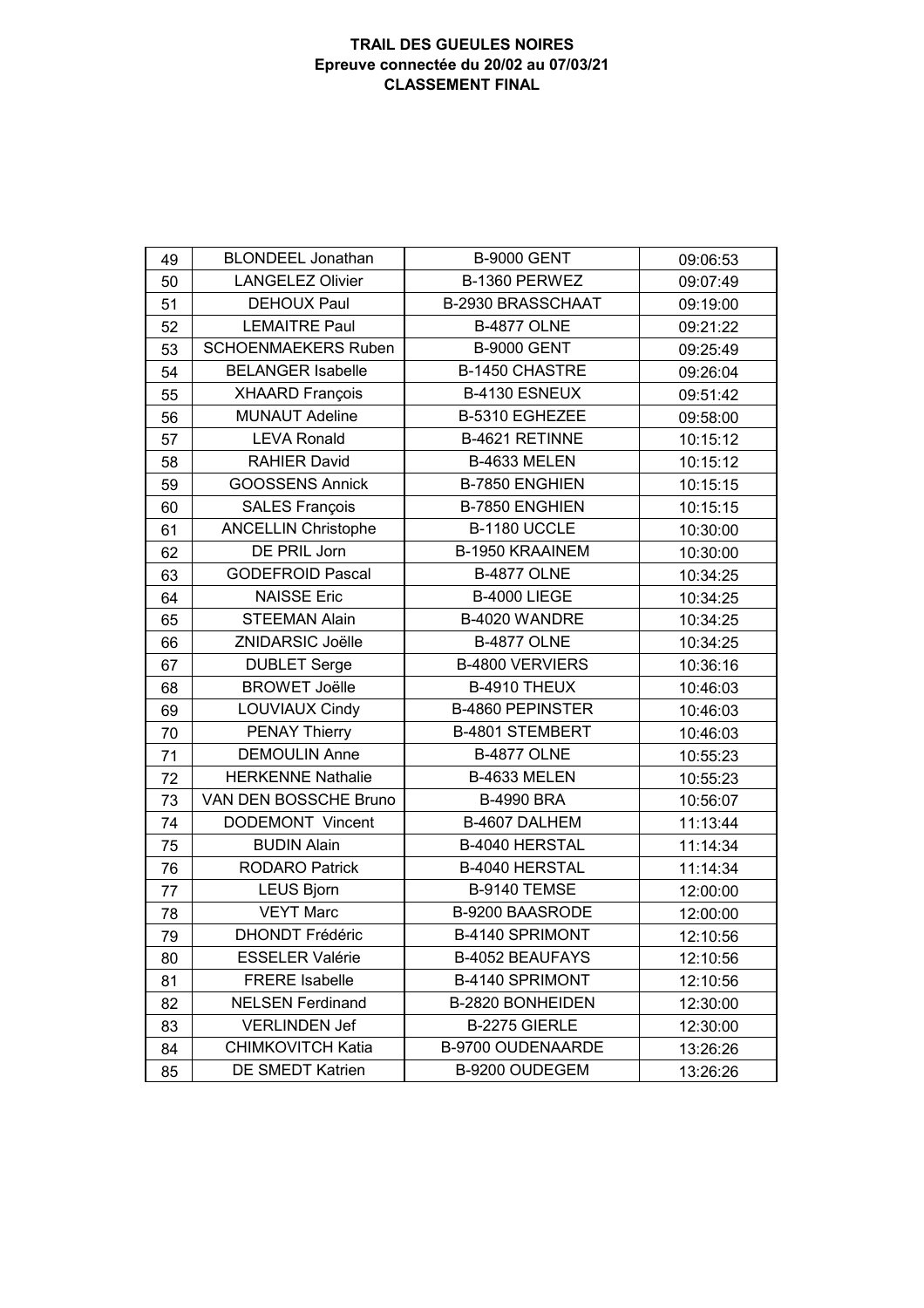**TRAIL DES GUEULES NOIRES**
**Epreuve connectée du 20/02 au 07/03/21**
**CLASSEMENT FINAL**

| | | | |
|---|---|---|---|
| 49 | BLONDEEL Jonathan | B-9000 GENT | 09:06:53 |
| 50 | LANGELEZ Olivier | B-1360 PERWEZ | 09:07:49 |
| 51 | DEHOUX Paul | B-2930 BRASSCHAAT | 09:19:00 |
| 52 | LEMAITRE Paul | B-4877 OLNE | 09:21:22 |
| 53 | SCHOENMAEKERS Ruben | B-9000 GENT | 09:25:49 |
| 54 | BELANGER Isabelle | B-1450 CHASTRE | 09:26:04 |
| 55 | XHAARD François | B-4130 ESNEUX | 09:51:42 |
| 56 | MUNAUT Adeline | B-5310 EGHEZEE | 09:58:00 |
| 57 | LEVA Ronald | B-4621 RETINNE | 10:15:12 |
| 58 | RAHIER David | B-4633 MELEN | 10:15:12 |
| 59 | GOOSSENS Annick | B-7850 ENGHIEN | 10:15:15 |
| 60 | SALES François | B-7850 ENGHIEN | 10:15:15 |
| 61 | ANCELLIN Christophe | B-1180 UCCLE | 10:30:00 |
| 62 | DE PRIL Jorn | B-1950 KRAAINEM | 10:30:00 |
| 63 | GODEFROID Pascal | B-4877 OLNE | 10:34:25 |
| 64 | NAISSE Eric | B-4000 LIEGE | 10:34:25 |
| 65 | STEEMAN Alain | B-4020 WANDRE | 10:34:25 |
| 66 | ZNIDARSIC Joëlle | B-4877 OLNE | 10:34:25 |
| 67 | DUBLET Serge | B-4800 VERVIERS | 10:36:16 |
| 68 | BROWET Joëlle | B-4910 THEUX | 10:46:03 |
| 69 | LOUVIAUX Cindy | B-4860 PEPINSTER | 10:46:03 |
| 70 | PENAY Thierry | B-4801 STEMBERT | 10:46:03 |
| 71 | DEMOULIN Anne | B-4877 OLNE | 10:55:23 |
| 72 | HERKENNE Nathalie | B-4633 MELEN | 10:55:23 |
| 73 | VAN DEN BOSSCHE Bruno | B-4990 BRA | 10:56:07 |
| 74 | DODEMONT Vincent | B-4607 DALHEM | 11:13:44 |
| 75 | BUDIN Alain | B-4040 HERSTAL | 11:14:34 |
| 76 | RODARO Patrick | B-4040 HERSTAL | 11:14:34 |
| 77 | LEUS Bjorn | B-9140 TEMSE | 12:00:00 |
| 78 | VEYT Marc | B-9200 BAASRODE | 12:00:00 |
| 79 | DHONDT Frédéric | B-4140 SPRIMONT | 12:10:56 |
| 80 | ESSELER Valérie | B-4052 BEAUFAYS | 12:10:56 |
| 81 | FRERE Isabelle | B-4140 SPRIMONT | 12:10:56 |
| 82 | NELSEN Ferdinand | B-2820 BONHEIDEN | 12:30:00 |
| 83 | VERLINDEN Jef | B-2275 GIERLE | 12:30:00 |
| 84 | CHIMKOVITCH Katia | B-9700 OUDENAARDE | 13:26:26 |
| 85 | DE SMEDT Katrien | B-9200 OUDEGEM | 13:26:26 |